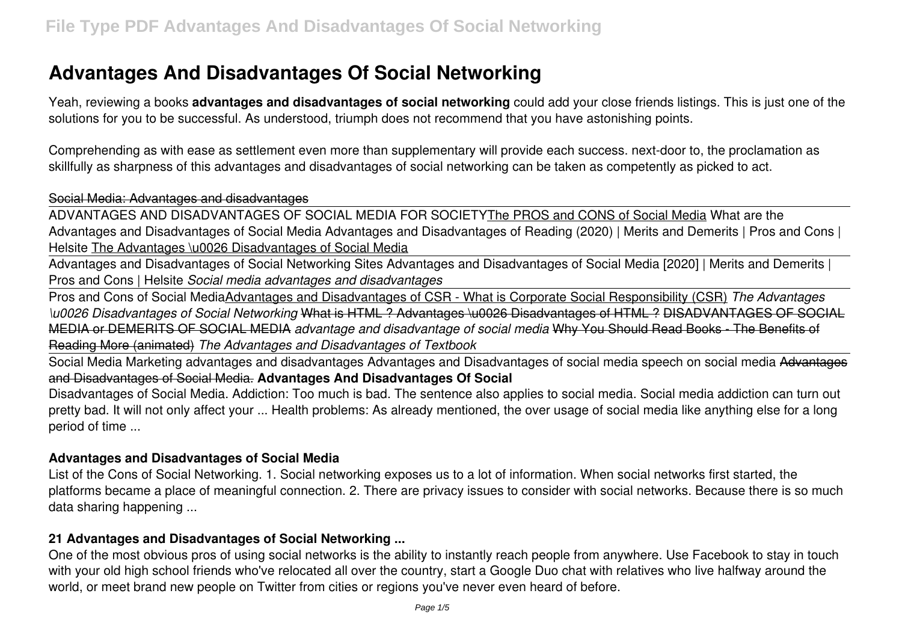# Advantages And Disadvantages Of Social Networking

Yeah, reviewing a books **advantages and disadvantages of social networking** could add your close friends listings. This is just one of the solutions for you to be successful. As understood, triumph does not recommend that you have astonishing points.

Comprehending as with ease as settlement even more than supplementary will provide each success. next-door to, the proclamation as skillfully as sharpness of this advantages and disadvantages of social networking can be taken as competently as picked to act.

~~Social Media: Advantages and disadvantages~~

~~ADVANTAGES AND DISADVANTAGES OF SOCIAL MEDIA FOR SOCIETY~~The PROS and CONS of Social Media What are the Advantages and Disadvantages of Social Media Advantages and Disadvantages of Reading (2020) | Merits and Demerits | Pros and Cons | Helsite The Advantages \u0026 Disadvantages of Social Media

Advantages and Disadvantages of Social Networking Sites Advantages and Disadvantages of Social Media [2020] | Merits and Demerits | Pros and Cons | Helsite *Social media advantages and disadvantages*

Pros and Cons of Social MediaAdvantages and Disadvantages of CSR - What is Corporate Social Responsibility (CSR) *The Advantages \u0026 Disadvantages of Social Networking* ~~What is HTML ? Advantages \u0026 Disadvantages of HTML ? DISADVANTAGES OF SOCIAL MEDIA or DEMERITS OF SOCIAL MEDIA~~ *advantage and disadvantage of social media* ~~Why You Should Read Books - The Benefits of Reading More (animated)~~ *The Advantages and Disadvantages of Textbook*

Social Media Marketing advantages and disadvantages Advantages and Disadvantages of social media speech on social media ~~Advantages and Disadvantages of Social Media.~~ **Advantages And Disadvantages Of Social**

Disadvantages of Social Media. Addiction: Too much is bad. The sentence also applies to social media. Social media addiction can turn out pretty bad. It will not only affect your ... Health problems: As already mentioned, the over usage of social media like anything else for a long period of time ...

## Advantages and Disadvantages of Social Media

List of the Cons of Social Networking. 1. Social networking exposes us to a lot of information. When social networks first started, the platforms became a place of meaningful connection. 2. There are privacy issues to consider with social networks. Because there is so much data sharing happening ...

## 21 Advantages and Disadvantages of Social Networking ...

One of the most obvious pros of using social networks is the ability to instantly reach people from anywhere. Use Facebook to stay in touch with your old high school friends who've relocated all over the country, start a Google Duo chat with relatives who live halfway around the world, or meet brand new people on Twitter from cities or regions you've never even heard of before.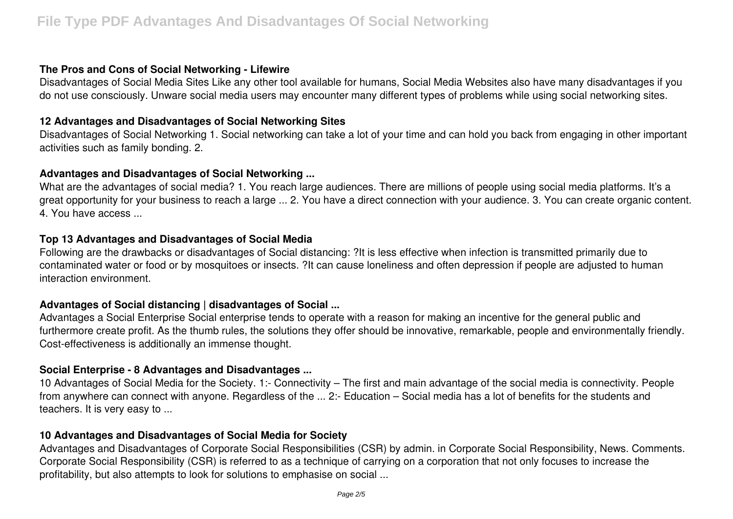### The Pros and Cons of Social Networking - Lifewire

Disadvantages of Social Media Sites Like any other tool available for humans, Social Media Websites also have many disadvantages if you do not use consciously. Unware social media users may encounter many different types of problems while using social networking sites.

### 12 Advantages and Disadvantages of Social Networking Sites

Disadvantages of Social Networking 1. Social networking can take a lot of your time and can hold you back from engaging in other important activities such as family bonding. 2.

### Advantages and Disadvantages of Social Networking ...

What are the advantages of social media? 1. You reach large audiences. There are millions of people using social media platforms. It's a great opportunity for your business to reach a large ... 2. You have a direct connection with your audience. 3. You can create organic content. 4. You have access ...

### Top 13 Advantages and Disadvantages of Social Media

Following are the drawbacks or disadvantages of Social distancing: ?It is less effective when infection is transmitted primarily due to contaminated water or food or by mosquitoes or insects. ?It can cause loneliness and often depression if people are adjusted to human interaction environment.

### Advantages of Social distancing | disadvantages of Social ...

Advantages a Social Enterprise Social enterprise tends to operate with a reason for making an incentive for the general public and furthermore create profit. As the thumb rules, the solutions they offer should be innovative, remarkable, people and environmentally friendly. Cost-effectiveness is additionally an immense thought.

### Social Enterprise - 8 Advantages and Disadvantages ...

10 Advantages of Social Media for the Society. 1:- Connectivity – The first and main advantage of the social media is connectivity. People from anywhere can connect with anyone. Regardless of the ... 2:- Education – Social media has a lot of benefits for the students and teachers. It is very easy to ...

### 10 Advantages and Disadvantages of Social Media for Society

Advantages and Disadvantages of Corporate Social Responsibilities (CSR) by admin. in Corporate Social Responsibility, News. Comments. Corporate Social Responsibility (CSR) is referred to as a technique of carrying on a corporation that not only focuses to increase the profitability, but also attempts to look for solutions to emphasise on social ...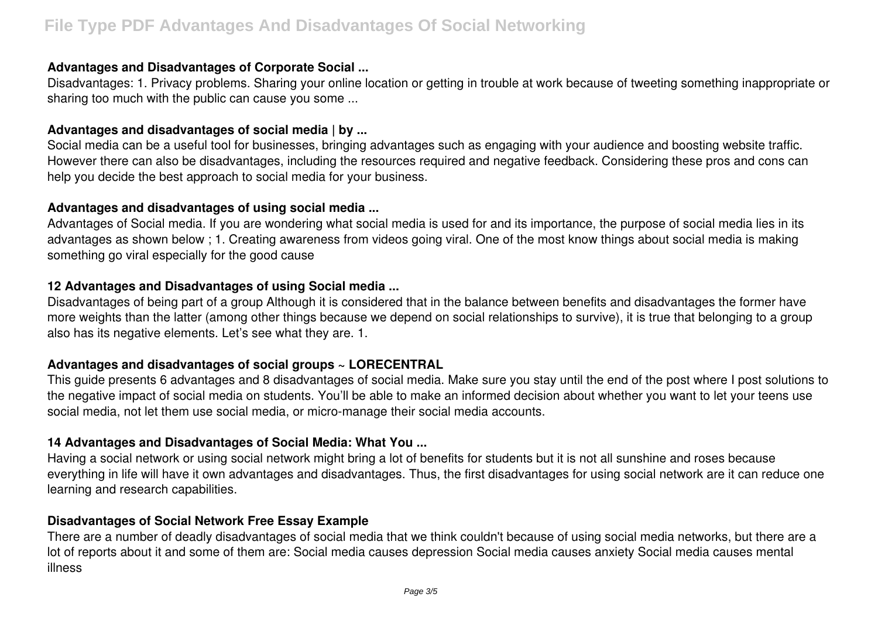#### Advantages and Disadvantages of Corporate Social ...

Disadvantages: 1. Privacy problems. Sharing your online location or getting in trouble at work because of tweeting something inappropriate or sharing too much with the public can cause you some ...

#### Advantages and disadvantages of social media | by ...

Social media can be a useful tool for businesses, bringing advantages such as engaging with your audience and boosting website traffic. However there can also be disadvantages, including the resources required and negative feedback. Considering these pros and cons can help you decide the best approach to social media for your business.

#### Advantages and disadvantages of using social media ...

Advantages of Social media. If you are wondering what social media is used for and its importance, the purpose of social media lies in its advantages as shown below ; 1. Creating awareness from videos going viral. One of the most know things about social media is making something go viral especially for the good cause

#### 12 Advantages and Disadvantages of using Social media ...

Disadvantages of being part of a group Although it is considered that in the balance between benefits and disadvantages the former have more weights than the latter (among other things because we depend on social relationships to survive), it is true that belonging to a group also has its negative elements. Let's see what they are. 1.

#### Advantages and disadvantages of social groups ~ LORECENTRAL

This guide presents 6 advantages and 8 disadvantages of social media. Make sure you stay until the end of the post where I post solutions to the negative impact of social media on students. You'll be able to make an informed decision about whether you want to let your teens use social media, not let them use social media, or micro-manage their social media accounts.

#### 14 Advantages and Disadvantages of Social Media: What You ...

Having a social network or using social network might bring a lot of benefits for students but it is not all sunshine and roses because everything in life will have it own advantages and disadvantages. Thus, the first disadvantages for using social network are it can reduce one learning and research capabilities.

#### Disadvantages of Social Network Free Essay Example

There are a number of deadly disadvantages of social media that we think couldn't because of using social media networks, but there are a lot of reports about it and some of them are: Social media causes depression Social media causes anxiety Social media causes mental illness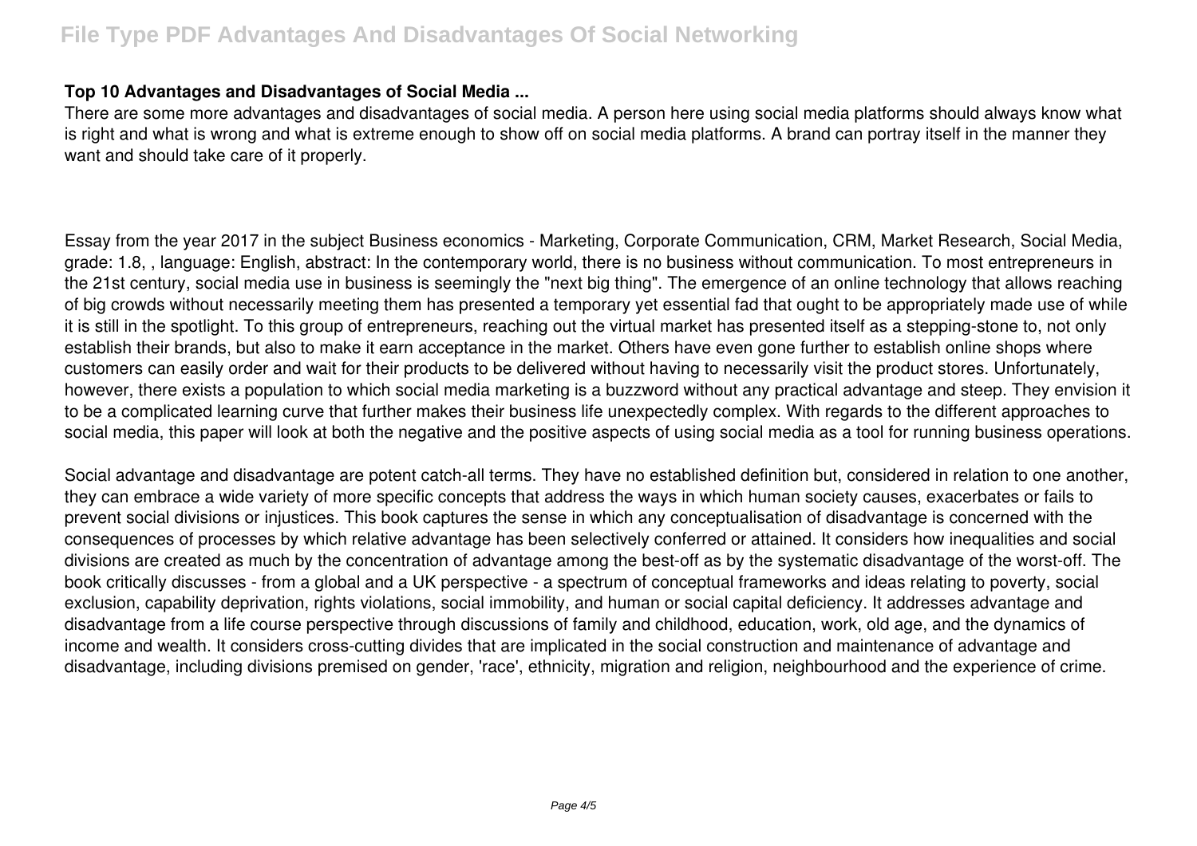**Top 10 Advantages and Disadvantages of Social Media ...**

There are some more advantages and disadvantages of social media. A person here using social media platforms should always know what is right and what is wrong and what is extreme enough to show off on social media platforms. A brand can portray itself in the manner they want and should take care of it properly.

Essay from the year 2017 in the subject Business economics - Marketing, Corporate Communication, CRM, Market Research, Social Media, grade: 1.8, , language: English, abstract: In the contemporary world, there is no business without communication. To most entrepreneurs in the 21st century, social media use in business is seemingly the "next big thing". The emergence of an online technology that allows reaching of big crowds without necessarily meeting them has presented a temporary yet essential fad that ought to be appropriately made use of while it is still in the spotlight. To this group of entrepreneurs, reaching out the virtual market has presented itself as a stepping-stone to, not only establish their brands, but also to make it earn acceptance in the market. Others have even gone further to establish online shops where customers can easily order and wait for their products to be delivered without having to necessarily visit the product stores. Unfortunately, however, there exists a population to which social media marketing is a buzzword without any practical advantage and steep. They envision it to be a complicated learning curve that further makes their business life unexpectedly complex. With regards to the different approaches to social media, this paper will look at both the negative and the positive aspects of using social media as a tool for running business operations.

Social advantage and disadvantage are potent catch-all terms. They have no established definition but, considered in relation to one another, they can embrace a wide variety of more specific concepts that address the ways in which human society causes, exacerbates or fails to prevent social divisions or injustices. This book captures the sense in which any conceptualisation of disadvantage is concerned with the consequences of processes by which relative advantage has been selectively conferred or attained. It considers how inequalities and social divisions are created as much by the concentration of advantage among the best-off as by the systematic disadvantage of the worst-off. The book critically discusses - from a global and a UK perspective - a spectrum of conceptual frameworks and ideas relating to poverty, social exclusion, capability deprivation, rights violations, social immobility, and human or social capital deficiency. It addresses advantage and disadvantage from a life course perspective through discussions of family and childhood, education, work, old age, and the dynamics of income and wealth. It considers cross-cutting divides that are implicated in the social construction and maintenance of advantage and disadvantage, including divisions premised on gender, 'race', ethnicity, migration and religion, neighbourhood and the experience of crime.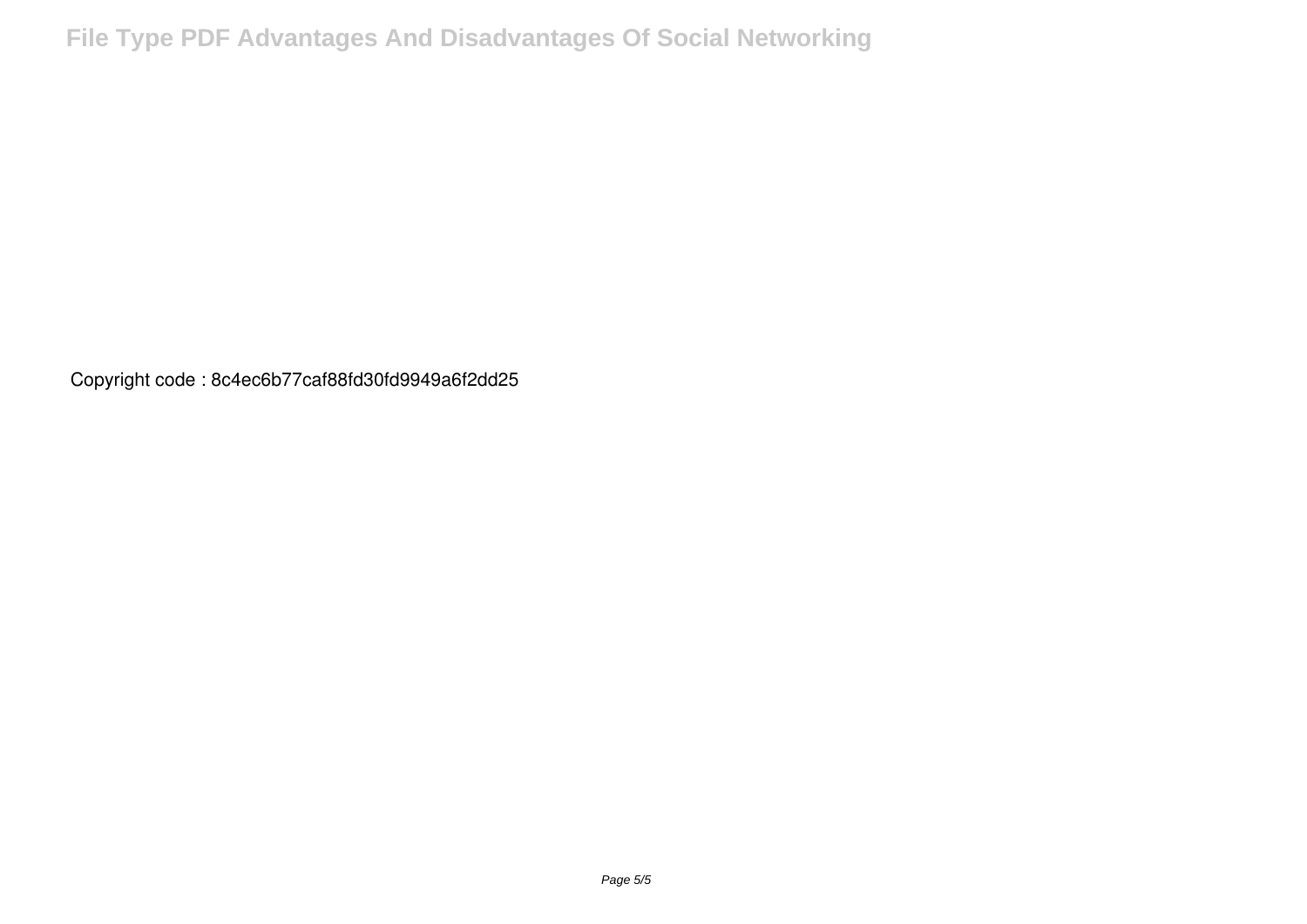Copyright code : 8c4ec6b77caf88fd30fd9949a6f2dd25